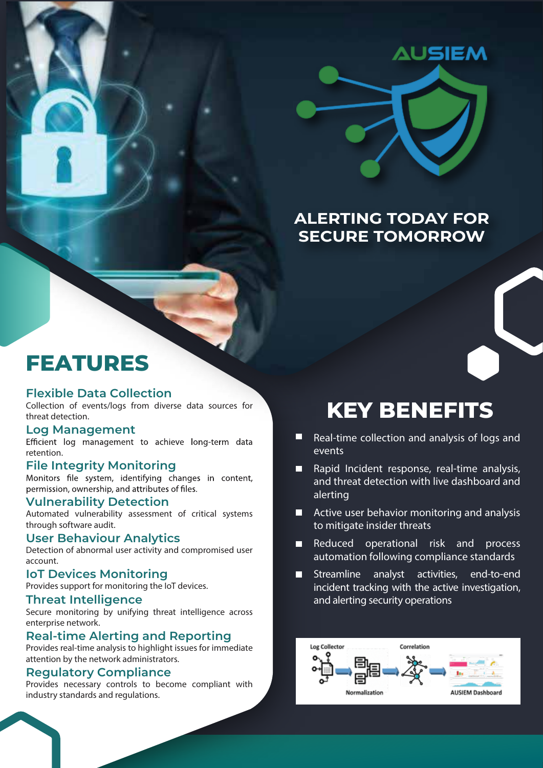AUSIEM

ALERTING TODAY FOR SECURE TOMORROW

# FEATURES

### Flexible Data Collection

Collection of events/logs from diverse data sources for threat detection.

### Log Management

Efficient log management to achieve long-term data retention.

### File Integrity Monitoring

Monitors file system, identifying changes in content, permission, ownership, and attributes of files.

### Vulnerability Detection

Automated vulnerability assessment of critical systems through software audit.

### User Behaviour Analytics

Detection of abnormal user activity and compromised user account.

### IoT Devices Monitoring

Provides support for monitoring the IoT devices.

### Threat Intelligence

Secure monitoring by unifying threat intelligence across enterprise network.

### Real-time Alerting and Reporting

Provides real-time analysis to highlight issues for immediate attention by the network administrators.

### Regulatory Compliance

Provides necessary controls to become compliant with industry standards and regulations.

# KEY BENEFITS

- Real-time collection and analysis of logs and events
- Rapid Incident response, real-time analysis, and threat detection with live dashboard and alerting
- Active user behavior monitoring and analysis to mitigate insider threats
- Reduced operational risk and process automation following compliance standards
- Streamline analyst activities, end-to-end incident tracking with the active investigation, and alerting security operations

Log Collector → Normalization → Correlation → AUSIEM Dashboard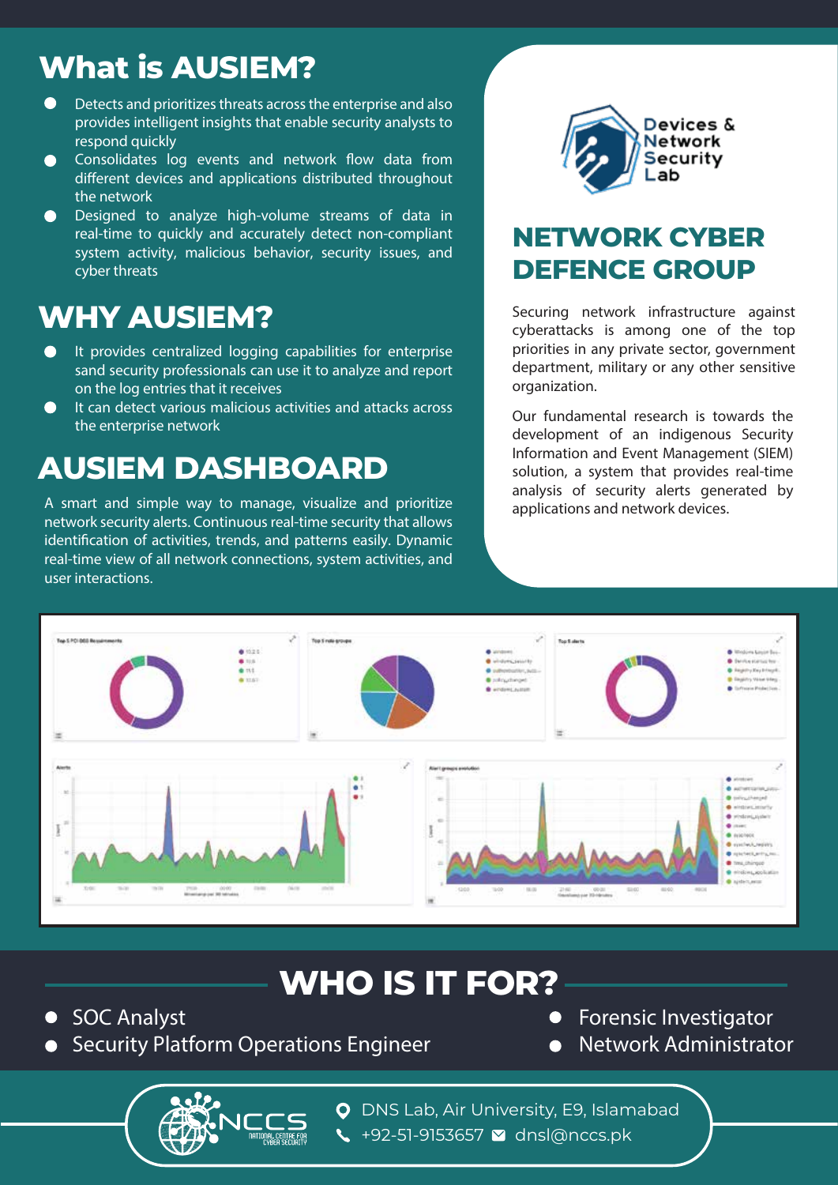# What is AUSIEM?

- Detects and prioritizes threats across the enterprise and also provides intelligent insights that enable security analysts to respond quickly
- Consolidates log events and network flow data from different devices and applications distributed throughout the network
- Designed to analyze high-volume streams of data in real-time to quickly and accurately detect non-compliant system activity, malicious behavior, security issues, and cyber threats

# WHY AUSIEM?

- It provides centralized logging capabilities for enterprise sand security professionals can use it to analyze and report on the log entries that it receives
- It can detect various malicious activities and attacks across the enterprise network

# AUSIEM DASHBOARD

A smart and simple way to manage, visualize and prioritize network security alerts. Continuous real-time security that allows identification of activities, trends, and patterns easily. Dynamic real-time view of all network connections, system activities, and user interactions.

Devices & Network Security Lab

# NETWORK CYBER DEFENCE GROUP

Securing network infrastructure against cyberattacks is among one of the top priorities in any private sector, government department, military or any other sensitive organization.

Our fundamental research is towards the development of an indigenous Security Information and Event Management (SIEM) solution, a system that provides real-time analysis of security alerts generated by applications and network devices.

# WHO IS IT FOR?

- SOC Analyst
- Security Platform Operations Engineer
- Forensic Investigator
- Network Administrator

NCCS
NATIONAL CENTRE FOR CYBER SECURITY

DNS Lab, Air University, E9, Islamabad
+92-51-9153657
dnsl@nccs.pk